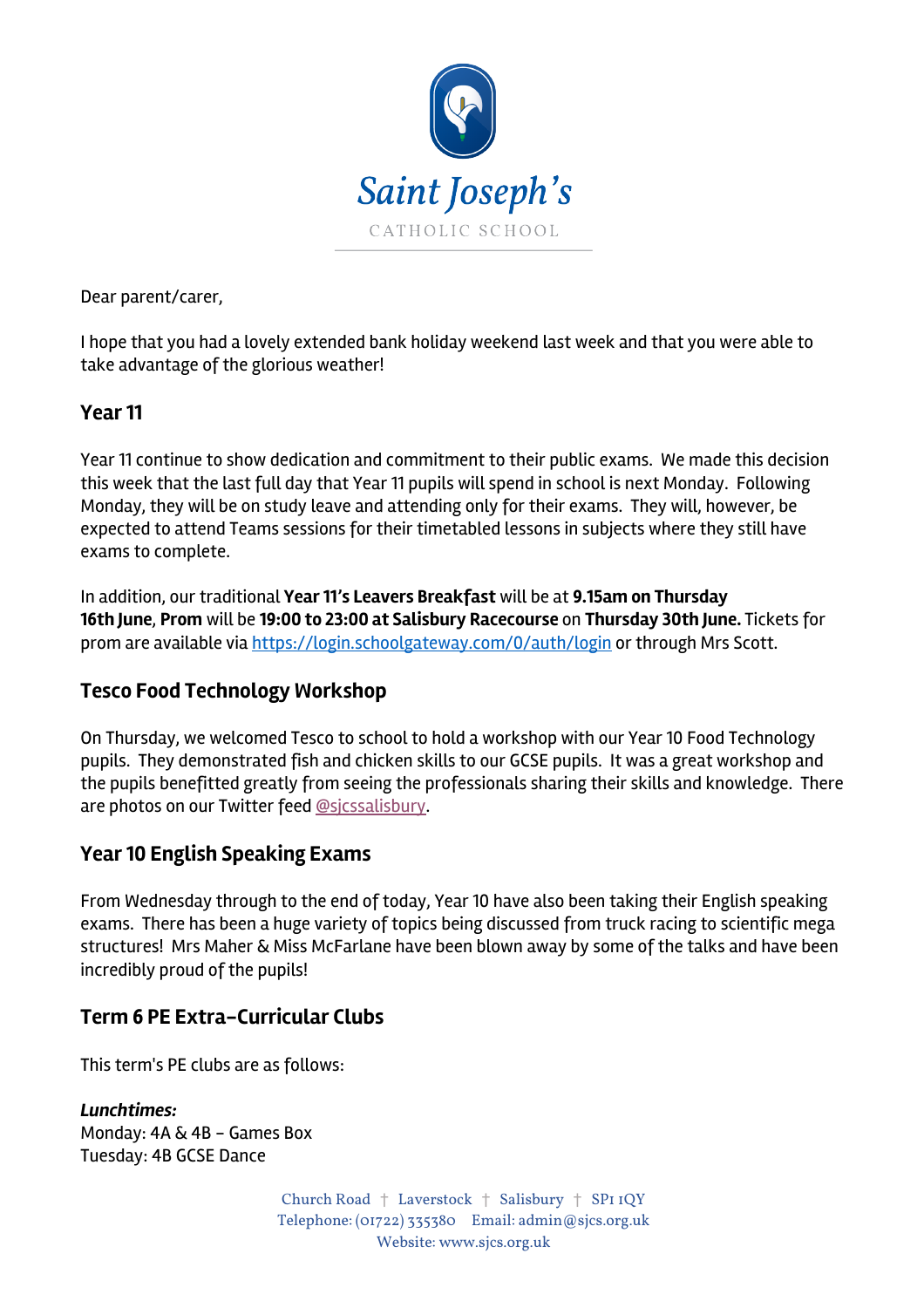Saint Joseph's

CATHOLIC SCHOOL

Dear parent/carer,

I hope that you had a lovely extended bank holiday weekend last week and that you were able to take advantage of the glorious weather!

## Year 11

Year 11 continue to show dedication and commitment to their public exams. We made this decision this week that the last full day that Year 11 pupils will spend in school is next Monday. Following Monday, they will be on study leave and attending only for their exams. They will, however, be expected to attend Teams sessions for their timetabled lessons in subjects where they still have exams to complete.

In addition, our traditional **Year 11's Leavers Breakfast** will be at **9.15am on Thursday 16th June**, **Prom** will be **19:00 to 23:00 at Salisbury Racecourse** on **Thursday 30th June.** Tickets for prom are available via [https://login.schoolgateway.com/0/auth/login](https://login.schoolgateway.com/0/auth/login) or through Mrs Scott.

## Tesco Food Technology Workshop

On Thursday, we welcomed Tesco to school to hold a workshop with our Year 10 Food Technology pupils. They demonstrated fish and chicken skills to our GCSE pupils. It was a great workshop and the pupils benefitted greatly from seeing the professionals sharing their skills and knowledge. There are photos on our Twitter feed @sjcssalisbury.

## Year 10 English Speaking Exams

From Wednesday through to the end of today, Year 10 have also been taking their English speaking exams. There has been a huge variety of topics being discussed from truck racing to scientific mega structures! Mrs Maher & Miss McFarlane have been blown away by some of the talks and have been incredibly proud of the pupils!

## Term 6 PE Extra-Curricular Clubs

This term's PE clubs are as follows:

***Lunchtimes:***
Monday: 4A & 4B – Games Box
Tuesday: 4B GCSE Dance

Church Road † Laverstock † Salisbury † SP1 1QY
Telephone: (01722) 335380 Email: admin@sjcs.org.uk
Website: www.sjcs.org.uk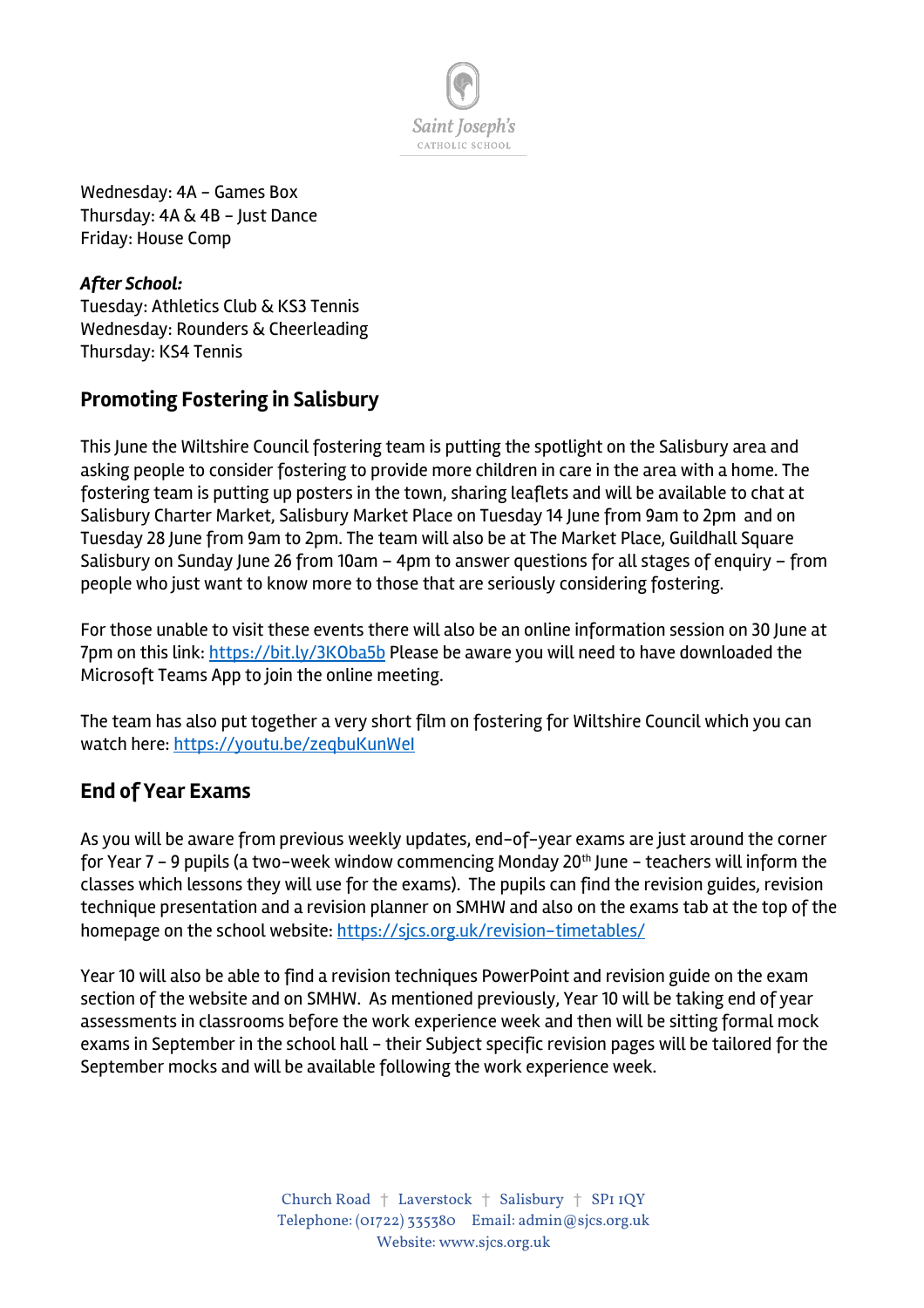Wednesday: 4A – Games Box
Thursday: 4A & 4B – Just Dance
Friday: House Comp

***After School:***
Tuesday: Athletics Club & KS3 Tennis
Wednesday: Rounders & Cheerleading
Thursday: KS4 Tennis

## Promoting Fostering in Salisbury

This June the Wiltshire Council fostering team is putting the spotlight on the Salisbury area and asking people to consider fostering to provide more children in care in the area with a home. The fostering team is putting up posters in the town, sharing leaflets and will be available to chat at Salisbury Charter Market, Salisbury Market Place on Tuesday 14 June from 9am to 2pm and on Tuesday 28 June from 9am to 2pm. The team will also be at The Market Place, Guildhall Square Salisbury on Sunday June 26 from 10am – 4pm to answer questions for all stages of enquiry – from people who just want to know more to those that are seriously considering fostering.

For those unable to visit these events there will also be an online information session on 30 June at 7pm on this link: https://bit.ly/3KOba5b Please be aware you will need to have downloaded the Microsoft Teams App to join the online meeting.

The team has also put together a very short film on fostering for Wiltshire Council which you can watch here: https://youtu.be/zeqbuKunWeI

## End of Year Exams

As you will be aware from previous weekly updates, end-of-year exams are just around the corner for Year 7 – 9 pupils (a two-week window commencing Monday 20th June – teachers will inform the classes which lessons they will use for the exams). The pupils can find the revision guides, revision technique presentation and a revision planner on SMHW and also on the exams tab at the top of the homepage on the school website: https://sjcs.org.uk/revision-timetables/

Year 10 will also be able to find a revision techniques PowerPoint and revision guide on the exam section of the website and on SMHW. As mentioned previously, Year 10 will be taking end of year assessments in classrooms before the work experience week and then will be sitting formal mock exams in September in the school hall – their Subject specific revision pages will be tailored for the September mocks and will be available following the work experience week.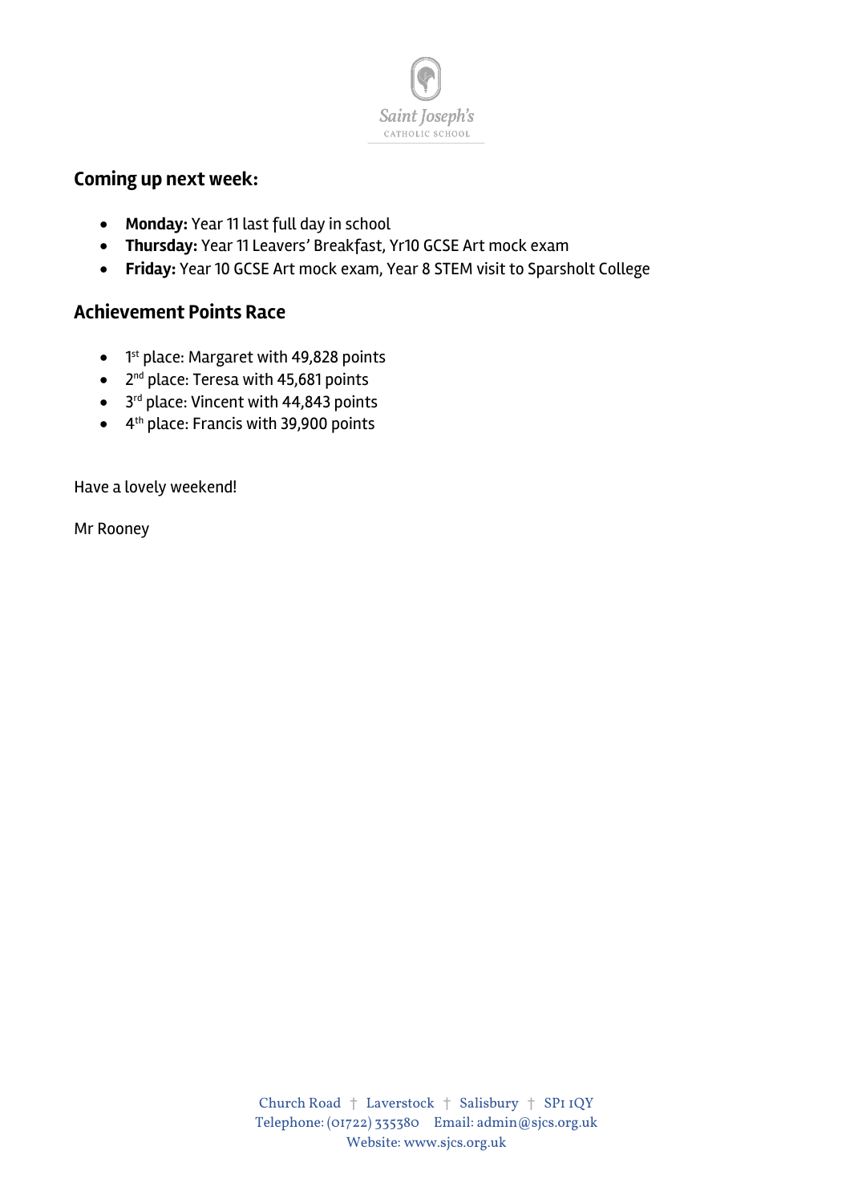## Coming up next week:

- **Monday:** Year 11 last full day in school
- **Thursday:** Year 11 Leavers' Breakfast, Yr10 GCSE Art mock exam
- **Friday:** Year 10 GCSE Art mock exam, Year 8 STEM visit to Sparsholt College

## Achievement Points Race

- 1st place: Margaret with 49,828 points
- 2nd place: Teresa with 45,681 points
- 3rd place: Vincent with 44,843 points
- 4th place: Francis with 39,900 points

Have a lovely weekend!

Mr Rooney